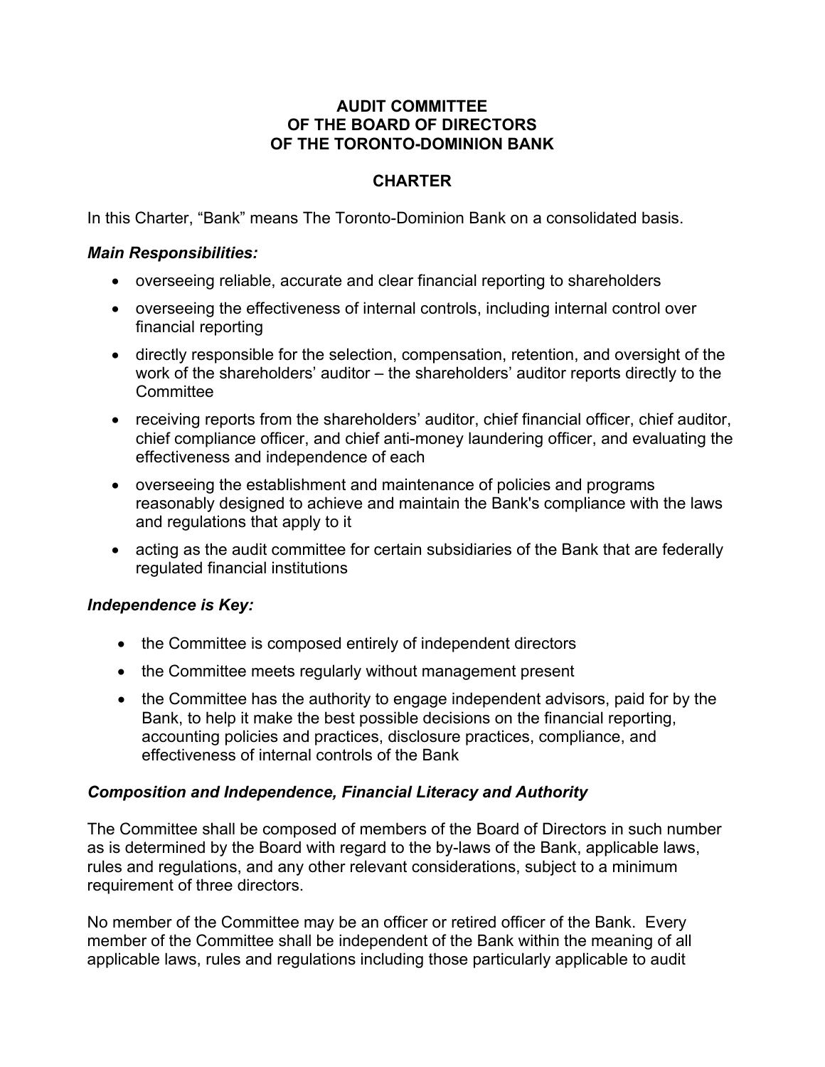# AUDIT COMMITTEE OF THE BOARD OF DIRECTORS OF THE TORONTO-DOMINION BANK

## CHARTER

In this Charter, "Bank" means The Toronto-Dominion Bank on a consolidated basis.

### *Main Responsibilities:*

- overseeing reliable, accurate and clear financial reporting to shareholders
- overseeing the effectiveness of internal controls, including internal control over financial reporting
- directly responsible for the selection, compensation, retention, and oversight of the work of the shareholders' auditor – the shareholders' auditor reports directly to the Committee
- receiving reports from the shareholders' auditor, chief financial officer, chief auditor, chief compliance officer, and chief anti-money laundering officer, and evaluating the effectiveness and independence of each
- overseeing the establishment and maintenance of policies and programs reasonably designed to achieve and maintain the Bank's compliance with the laws and regulations that apply to it
- acting as the audit committee for certain subsidiaries of the Bank that are federally regulated financial institutions

### *Independence is Key:*

- the Committee is composed entirely of independent directors
- the Committee meets regularly without management present
- the Committee has the authority to engage independent advisors, paid for by the Bank, to help it make the best possible decisions on the financial reporting, accounting policies and practices, disclosure practices, compliance, and effectiveness of internal controls of the Bank

### *Composition and Independence, Financial Literacy and Authority*

The Committee shall be composed of members of the Board of Directors in such number as is determined by the Board with regard to the by-laws of the Bank, applicable laws, rules and regulations, and any other relevant considerations, subject to a minimum requirement of three directors.

No member of the Committee may be an officer or retired officer of the Bank. Every member of the Committee shall be independent of the Bank within the meaning of all applicable laws, rules and regulations including those particularly applicable to audit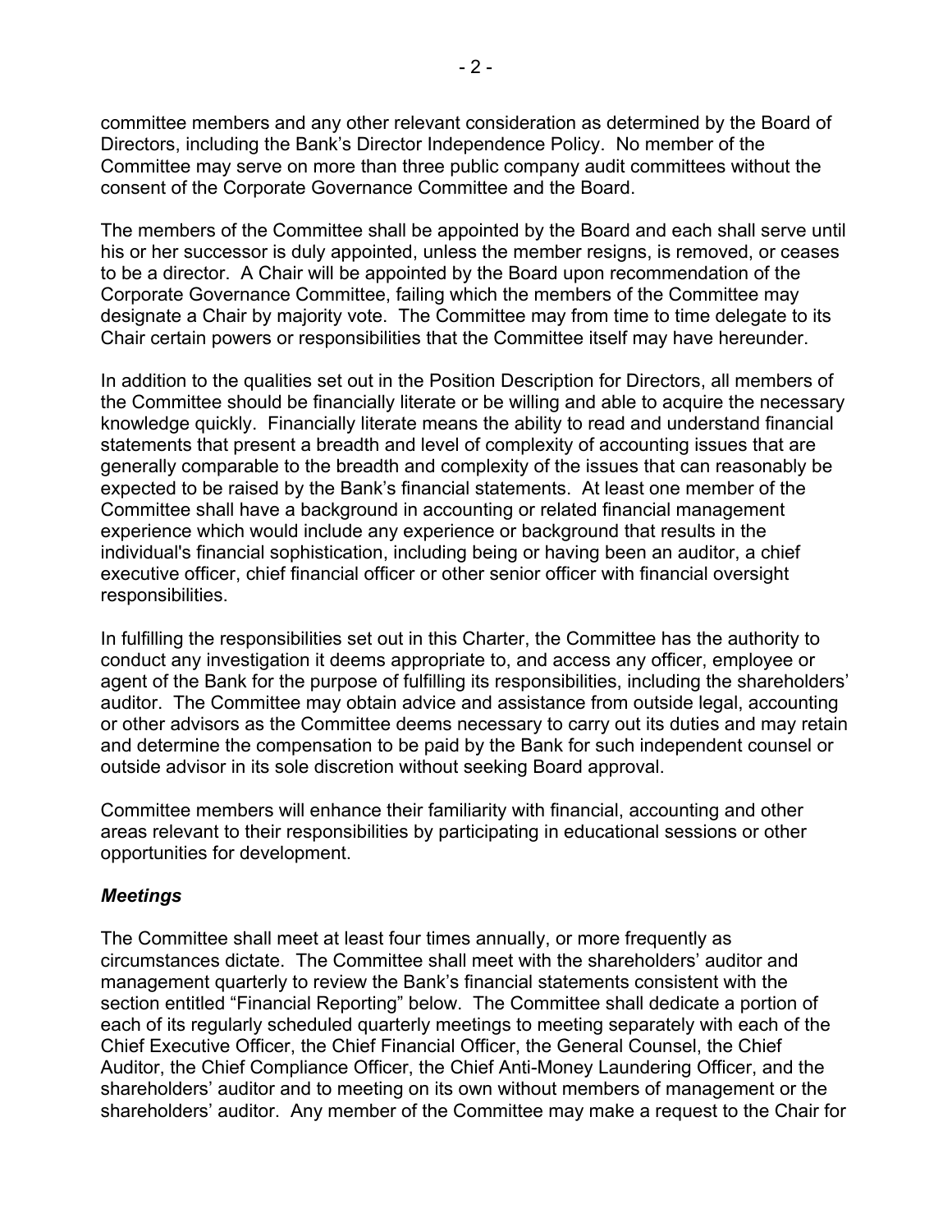committee members and any other relevant consideration as determined by the Board of Directors, including the Bank's Director Independence Policy. No member of the Committee may serve on more than three public company audit committees without the consent of the Corporate Governance Committee and the Board.

The members of the Committee shall be appointed by the Board and each shall serve until his or her successor is duly appointed, unless the member resigns, is removed, or ceases to be a director. A Chair will be appointed by the Board upon recommendation of the Corporate Governance Committee, failing which the members of the Committee may designate a Chair by majority vote. The Committee may from time to time delegate to its Chair certain powers or responsibilities that the Committee itself may have hereunder.

In addition to the qualities set out in the Position Description for Directors, all members of the Committee should be financially literate or be willing and able to acquire the necessary knowledge quickly. Financially literate means the ability to read and understand financial statements that present a breadth and level of complexity of accounting issues that are generally comparable to the breadth and complexity of the issues that can reasonably be expected to be raised by the Bank's financial statements. At least one member of the Committee shall have a background in accounting or related financial management experience which would include any experience or background that results in the individual's financial sophistication, including being or having been an auditor, a chief executive officer, chief financial officer or other senior officer with financial oversight responsibilities.

In fulfilling the responsibilities set out in this Charter, the Committee has the authority to conduct any investigation it deems appropriate to, and access any officer, employee or agent of the Bank for the purpose of fulfilling its responsibilities, including the shareholders' auditor. The Committee may obtain advice and assistance from outside legal, accounting or other advisors as the Committee deems necessary to carry out its duties and may retain and determine the compensation to be paid by the Bank for such independent counsel or outside advisor in its sole discretion without seeking Board approval.

Committee members will enhance their familiarity with financial, accounting and other areas relevant to their responsibilities by participating in educational sessions or other opportunities for development.

### *Meetings*

The Committee shall meet at least four times annually, or more frequently as circumstances dictate. The Committee shall meet with the shareholders' auditor and management quarterly to review the Bank's financial statements consistent with the section entitled "Financial Reporting" below. The Committee shall dedicate a portion of each of its regularly scheduled quarterly meetings to meeting separately with each of the Chief Executive Officer, the Chief Financial Officer, the General Counsel, the Chief Auditor, the Chief Compliance Officer, the Chief Anti-Money Laundering Officer, and the shareholders' auditor and to meeting on its own without members of management or the shareholders' auditor. Any member of the Committee may make a request to the Chair for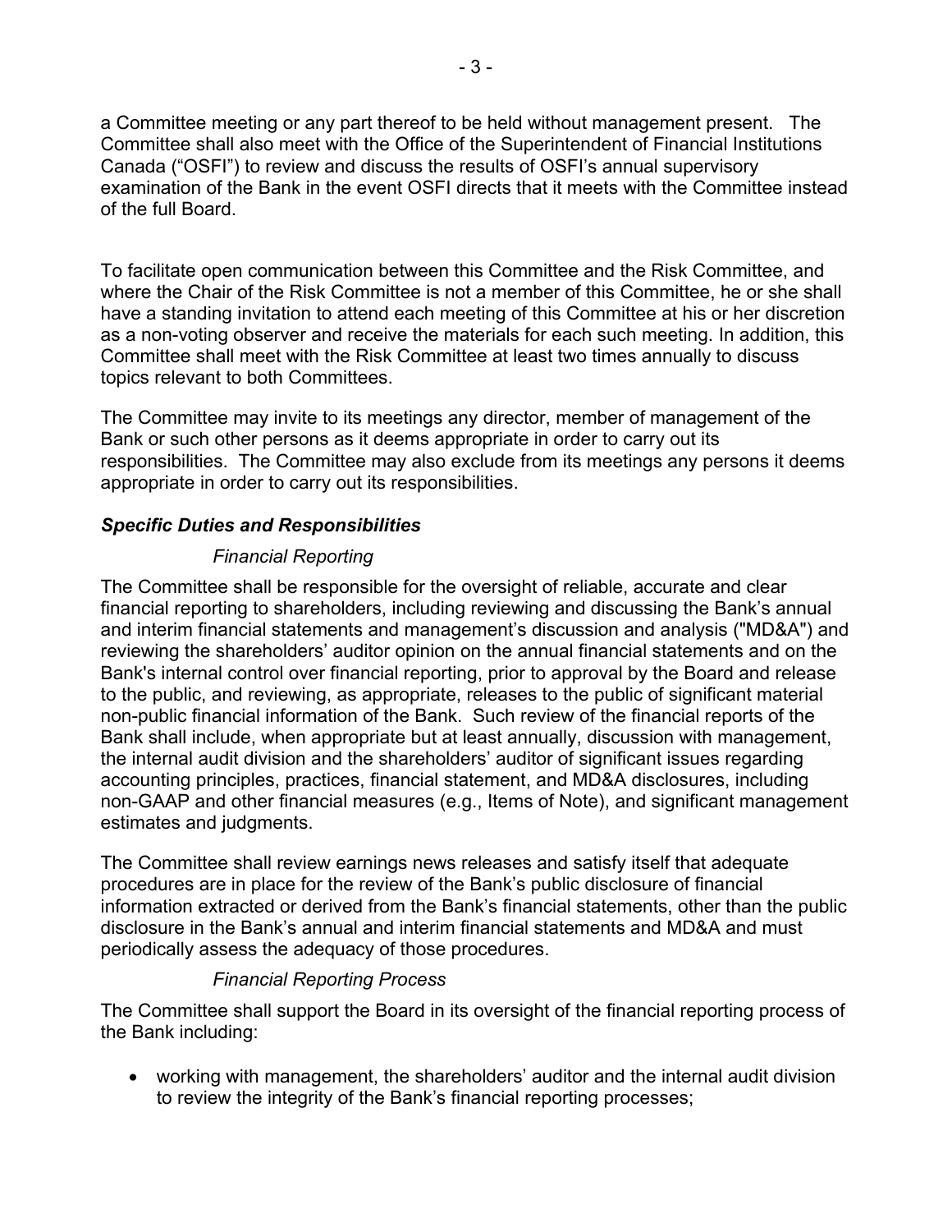a Committee meeting or any part thereof to be held without management present. The Committee shall also meet with the Office of the Superintendent of Financial Institutions Canada ("OSFI") to review and discuss the results of OSFI's annual supervisory examination of the Bank in the event OSFI directs that it meets with the Committee instead of the full Board.

To facilitate open communication between this Committee and the Risk Committee, and where the Chair of the Risk Committee is not a member of this Committee, he or she shall have a standing invitation to attend each meeting of this Committee at his or her discretion as a non-voting observer and receive the materials for each such meeting. In addition, this Committee shall meet with the Risk Committee at least two times annually to discuss topics relevant to both Committees.

The Committee may invite to its meetings any director, member of management of the Bank or such other persons as it deems appropriate in order to carry out its responsibilities. The Committee may also exclude from its meetings any persons it deems appropriate in order to carry out its responsibilities.

### ***Specific Duties and Responsibilities***

#### *Financial Reporting*

The Committee shall be responsible for the oversight of reliable, accurate and clear financial reporting to shareholders, including reviewing and discussing the Bank's annual and interim financial statements and management's discussion and analysis ("MD&A") and reviewing the shareholders' auditor opinion on the annual financial statements and on the Bank's internal control over financial reporting, prior to approval by the Board and release to the public, and reviewing, as appropriate, releases to the public of significant material non-public financial information of the Bank. Such review of the financial reports of the Bank shall include, when appropriate but at least annually, discussion with management, the internal audit division and the shareholders' auditor of significant issues regarding accounting principles, practices, financial statement, and MD&A disclosures, including non-GAAP and other financial measures (e.g., Items of Note), and significant management estimates and judgments.

The Committee shall review earnings news releases and satisfy itself that adequate procedures are in place for the review of the Bank's public disclosure of financial information extracted or derived from the Bank's financial statements, other than the public disclosure in the Bank's annual and interim financial statements and MD&A and must periodically assess the adequacy of those procedures.

#### *Financial Reporting Process*

The Committee shall support the Board in its oversight of the financial reporting process of the Bank including:

- working with management, the shareholders' auditor and the internal audit division to review the integrity of the Bank's financial reporting processes;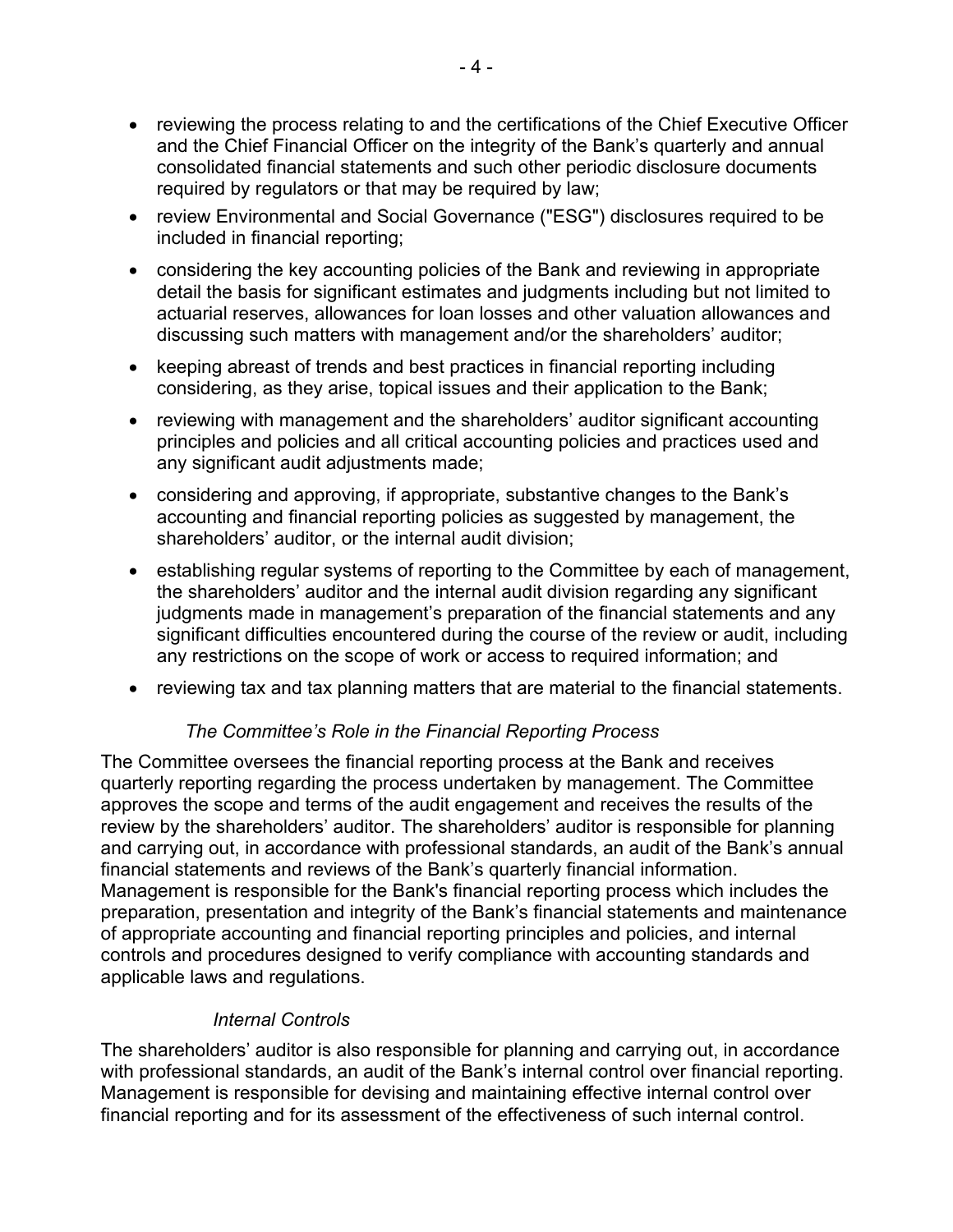- reviewing the process relating to and the certifications of the Chief Executive Officer and the Chief Financial Officer on the integrity of the Bank's quarterly and annual consolidated financial statements and such other periodic disclosure documents required by regulators or that may be required by law;
- review Environmental and Social Governance ("ESG") disclosures required to be included in financial reporting;
- considering the key accounting policies of the Bank and reviewing in appropriate detail the basis for significant estimates and judgments including but not limited to actuarial reserves, allowances for loan losses and other valuation allowances and discussing such matters with management and/or the shareholders' auditor;
- keeping abreast of trends and best practices in financial reporting including considering, as they arise, topical issues and their application to the Bank;
- reviewing with management and the shareholders' auditor significant accounting principles and policies and all critical accounting policies and practices used and any significant audit adjustments made;
- considering and approving, if appropriate, substantive changes to the Bank's accounting and financial reporting policies as suggested by management, the shareholders' auditor, or the internal audit division;
- establishing regular systems of reporting to the Committee by each of management, the shareholders' auditor and the internal audit division regarding any significant judgments made in management's preparation of the financial statements and any significant difficulties encountered during the course of the review or audit, including any restrictions on the scope of work or access to required information; and
- reviewing tax and tax planning matters that are material to the financial statements.

*The Committee's Role in the Financial Reporting Process*

The Committee oversees the financial reporting process at the Bank and receives quarterly reporting regarding the process undertaken by management. The Committee approves the scope and terms of the audit engagement and receives the results of the review by the shareholders' auditor. The shareholders' auditor is responsible for planning and carrying out, in accordance with professional standards, an audit of the Bank's annual financial statements and reviews of the Bank's quarterly financial information. Management is responsible for the Bank's financial reporting process which includes the preparation, presentation and integrity of the Bank's financial statements and maintenance of appropriate accounting and financial reporting principles and policies, and internal controls and procedures designed to verify compliance with accounting standards and applicable laws and regulations.

*Internal Controls*

The shareholders' auditor is also responsible for planning and carrying out, in accordance with professional standards, an audit of the Bank's internal control over financial reporting. Management is responsible for devising and maintaining effective internal control over financial reporting and for its assessment of the effectiveness of such internal control.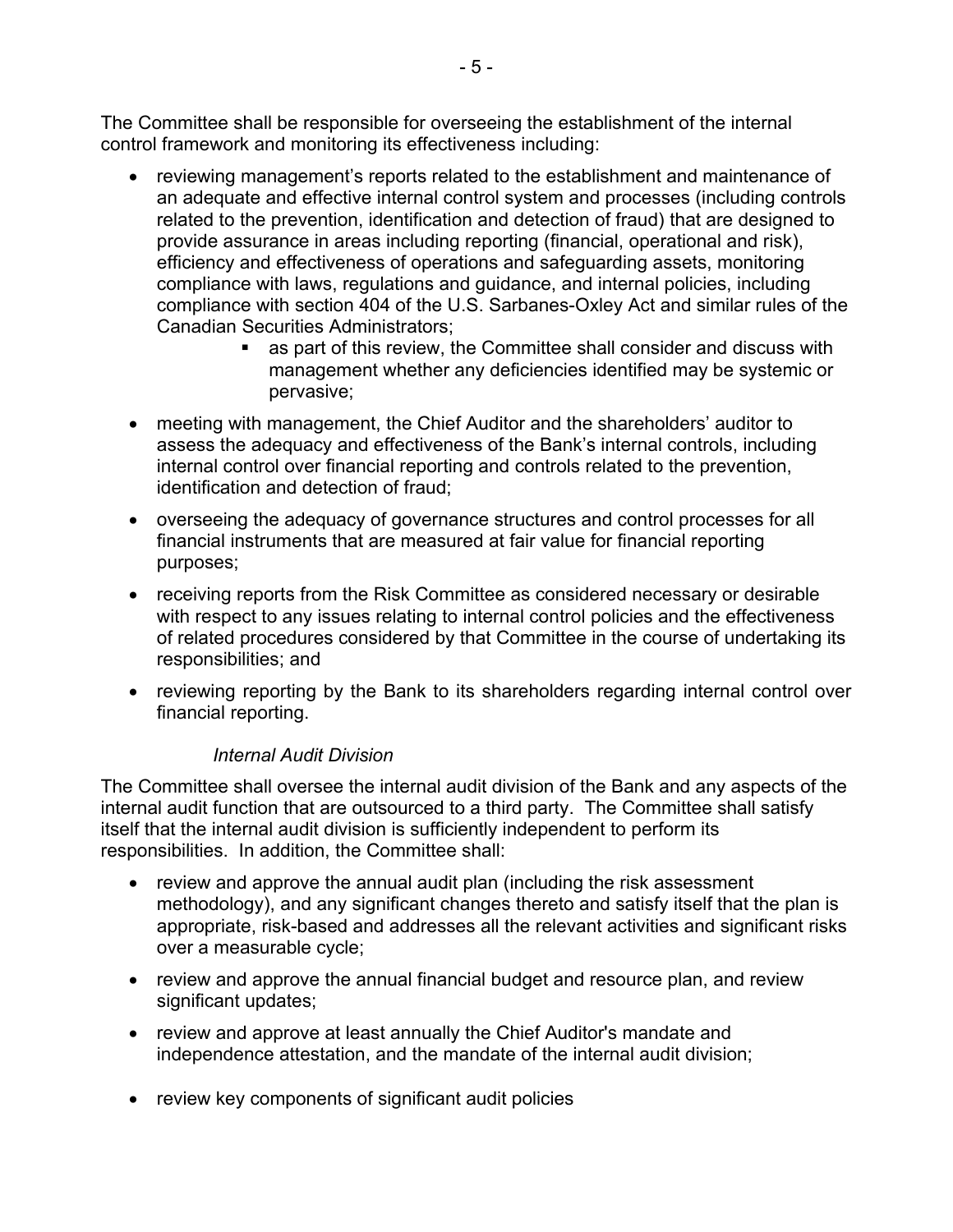The Committee shall be responsible for overseeing the establishment of the internal control framework and monitoring its effectiveness including:

- reviewing management's reports related to the establishment and maintenance of an adequate and effective internal control system and processes (including controls related to the prevention, identification and detection of fraud) that are designed to provide assurance in areas including reporting (financial, operational and risk), efficiency and effectiveness of operations and safeguarding assets, monitoring compliance with laws, regulations and guidance, and internal policies, including compliance with section 404 of the U.S. Sarbanes-Oxley Act and similar rules of the Canadian Securities Administrators;
  - as part of this review, the Committee shall consider and discuss with management whether any deficiencies identified may be systemic or pervasive;
- meeting with management, the Chief Auditor and the shareholders' auditor to assess the adequacy and effectiveness of the Bank's internal controls, including internal control over financial reporting and controls related to the prevention, identification and detection of fraud;
- overseeing the adequacy of governance structures and control processes for all financial instruments that are measured at fair value for financial reporting purposes;
- receiving reports from the Risk Committee as considered necessary or desirable with respect to any issues relating to internal control policies and the effectiveness of related procedures considered by that Committee in the course of undertaking its responsibilities; and
- reviewing reporting by the Bank to its shareholders regarding internal control over financial reporting.

*Internal Audit Division*

The Committee shall oversee the internal audit division of the Bank and any aspects of the internal audit function that are outsourced to a third party. The Committee shall satisfy itself that the internal audit division is sufficiently independent to perform its responsibilities. In addition, the Committee shall:

- review and approve the annual audit plan (including the risk assessment methodology), and any significant changes thereto and satisfy itself that the plan is appropriate, risk-based and addresses all the relevant activities and significant risks over a measurable cycle;
- review and approve the annual financial budget and resource plan, and review significant updates;
- review and approve at least annually the Chief Auditor's mandate and independence attestation, and the mandate of the internal audit division;
- review key components of significant audit policies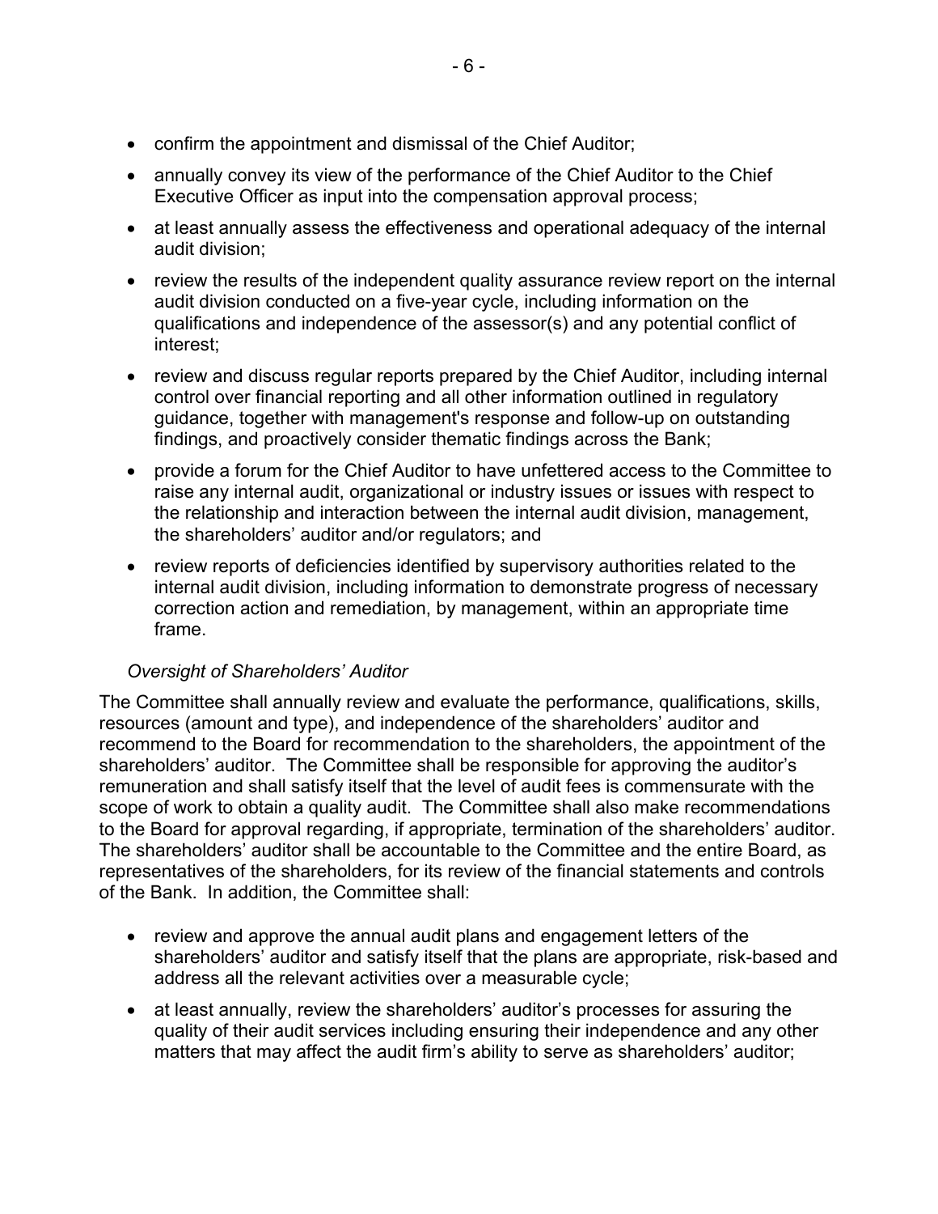- confirm the appointment and dismissal of the Chief Auditor;
- annually convey its view of the performance of the Chief Auditor to the Chief Executive Officer as input into the compensation approval process;
- at least annually assess the effectiveness and operational adequacy of the internal audit division;
- review the results of the independent quality assurance review report on the internal audit division conducted on a five-year cycle, including information on the qualifications and independence of the assessor(s) and any potential conflict of interest;
- review and discuss regular reports prepared by the Chief Auditor, including internal control over financial reporting and all other information outlined in regulatory guidance, together with management's response and follow-up on outstanding findings, and proactively consider thematic findings across the Bank;
- provide a forum for the Chief Auditor to have unfettered access to the Committee to raise any internal audit, organizational or industry issues or issues with respect to the relationship and interaction between the internal audit division, management, the shareholders' auditor and/or regulators; and
- review reports of deficiencies identified by supervisory authorities related to the internal audit division, including information to demonstrate progress of necessary correction action and remediation, by management, within an appropriate time frame.

*Oversight of Shareholders' Auditor*

The Committee shall annually review and evaluate the performance, qualifications, skills, resources (amount and type), and independence of the shareholders' auditor and recommend to the Board for recommendation to the shareholders, the appointment of the shareholders' auditor. The Committee shall be responsible for approving the auditor's remuneration and shall satisfy itself that the level of audit fees is commensurate with the scope of work to obtain a quality audit. The Committee shall also make recommendations to the Board for approval regarding, if appropriate, termination of the shareholders' auditor. The shareholders' auditor shall be accountable to the Committee and the entire Board, as representatives of the shareholders, for its review of the financial statements and controls of the Bank. In addition, the Committee shall:

- review and approve the annual audit plans and engagement letters of the shareholders' auditor and satisfy itself that the plans are appropriate, risk-based and address all the relevant activities over a measurable cycle;
- at least annually, review the shareholders' auditor's processes for assuring the quality of their audit services including ensuring their independence and any other matters that may affect the audit firm's ability to serve as shareholders' auditor;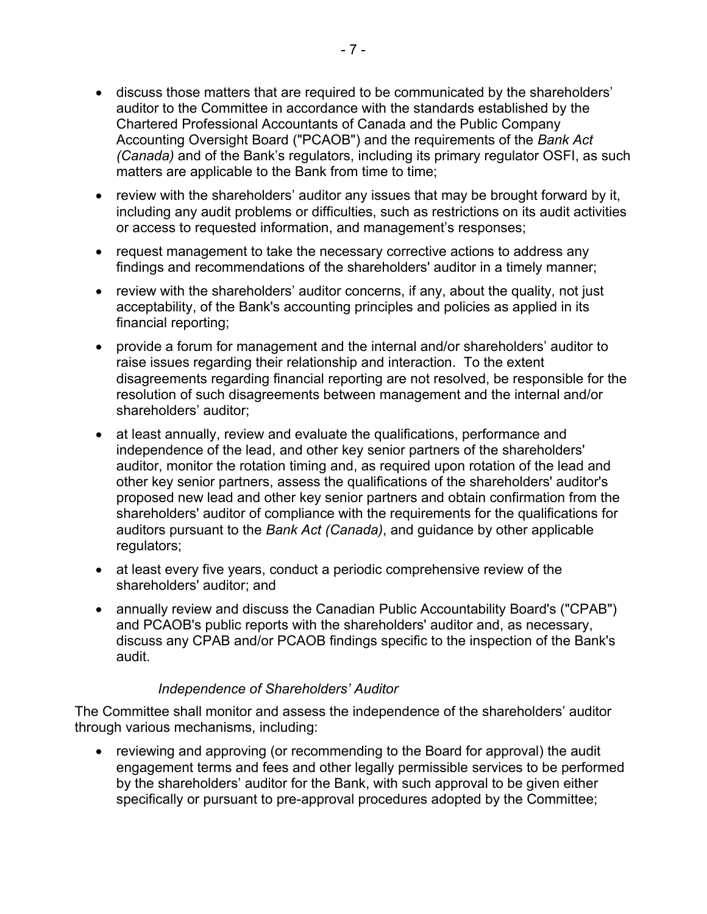- discuss those matters that are required to be communicated by the shareholders' auditor to the Committee in accordance with the standards established by the Chartered Professional Accountants of Canada and the Public Company Accounting Oversight Board ("PCAOB") and the requirements of the *Bank Act (Canada)* and of the Bank's regulators, including its primary regulator OSFI, as such matters are applicable to the Bank from time to time;
- review with the shareholders' auditor any issues that may be brought forward by it, including any audit problems or difficulties, such as restrictions on its audit activities or access to requested information, and management's responses;
- request management to take the necessary corrective actions to address any findings and recommendations of the shareholders' auditor in a timely manner;
- review with the shareholders' auditor concerns, if any, about the quality, not just acceptability, of the Bank's accounting principles and policies as applied in its financial reporting;
- provide a forum for management and the internal and/or shareholders' auditor to raise issues regarding their relationship and interaction. To the extent disagreements regarding financial reporting are not resolved, be responsible for the resolution of such disagreements between management and the internal and/or shareholders' auditor;
- at least annually, review and evaluate the qualifications, performance and independence of the lead, and other key senior partners of the shareholders' auditor, monitor the rotation timing and, as required upon rotation of the lead and other key senior partners, assess the qualifications of the shareholders' auditor's proposed new lead and other key senior partners and obtain confirmation from the shareholders' auditor of compliance with the requirements for the qualifications for auditors pursuant to the *Bank Act (Canada)*, and guidance by other applicable regulators;
- at least every five years, conduct a periodic comprehensive review of the shareholders' auditor; and
- annually review and discuss the Canadian Public Accountability Board's ("CPAB") and PCAOB's public reports with the shareholders' auditor and, as necessary, discuss any CPAB and/or PCAOB findings specific to the inspection of the Bank's audit.

*Independence of Shareholders' Auditor*

The Committee shall monitor and assess the independence of the shareholders' auditor through various mechanisms, including:

- reviewing and approving (or recommending to the Board for approval) the audit engagement terms and fees and other legally permissible services to be performed by the shareholders' auditor for the Bank, with such approval to be given either specifically or pursuant to pre-approval procedures adopted by the Committee;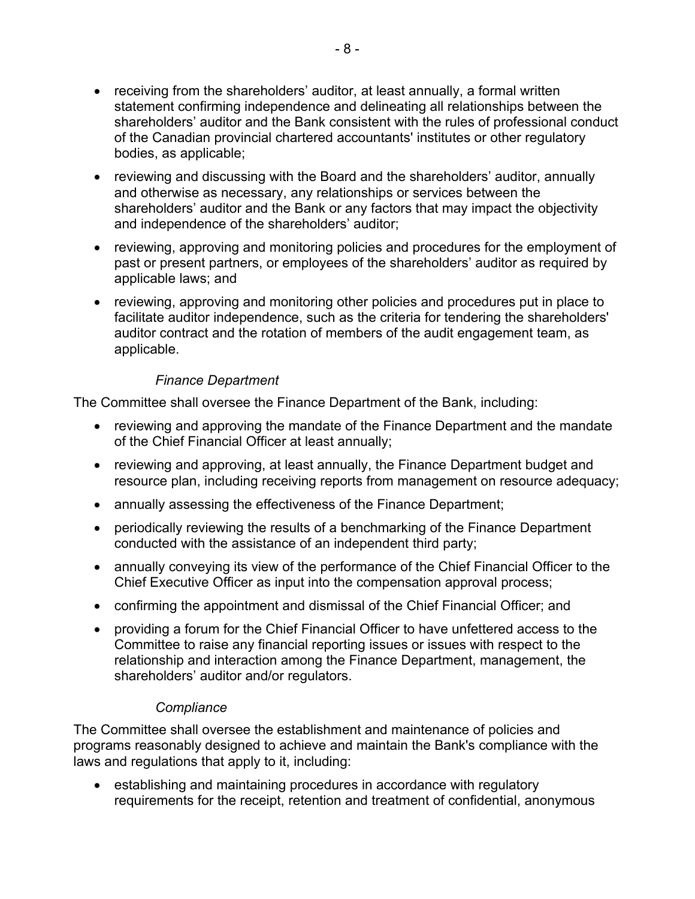- receiving from the shareholders' auditor, at least annually, a formal written statement confirming independence and delineating all relationships between the shareholders' auditor and the Bank consistent with the rules of professional conduct of the Canadian provincial chartered accountants' institutes or other regulatory bodies, as applicable;
- reviewing and discussing with the Board and the shareholders' auditor, annually and otherwise as necessary, any relationships or services between the shareholders' auditor and the Bank or any factors that may impact the objectivity and independence of the shareholders' auditor;
- reviewing, approving and monitoring policies and procedures for the employment of past or present partners, or employees of the shareholders' auditor as required by applicable laws; and
- reviewing, approving and monitoring other policies and procedures put in place to facilitate auditor independence, such as the criteria for tendering the shareholders' auditor contract and the rotation of members of the audit engagement team, as applicable.

*Finance Department*

The Committee shall oversee the Finance Department of the Bank, including:

- reviewing and approving the mandate of the Finance Department and the mandate of the Chief Financial Officer at least annually;
- reviewing and approving, at least annually, the Finance Department budget and resource plan, including receiving reports from management on resource adequacy;
- annually assessing the effectiveness of the Finance Department;
- periodically reviewing the results of a benchmarking of the Finance Department conducted with the assistance of an independent third party;
- annually conveying its view of the performance of the Chief Financial Officer to the Chief Executive Officer as input into the compensation approval process;
- confirming the appointment and dismissal of the Chief Financial Officer; and
- providing a forum for the Chief Financial Officer to have unfettered access to the Committee to raise any financial reporting issues or issues with respect to the relationship and interaction among the Finance Department, management, the shareholders' auditor and/or regulators.

*Compliance*

The Committee shall oversee the establishment and maintenance of policies and programs reasonably designed to achieve and maintain the Bank's compliance with the laws and regulations that apply to it, including:

- establishing and maintaining procedures in accordance with regulatory requirements for the receipt, retention and treatment of confidential, anonymous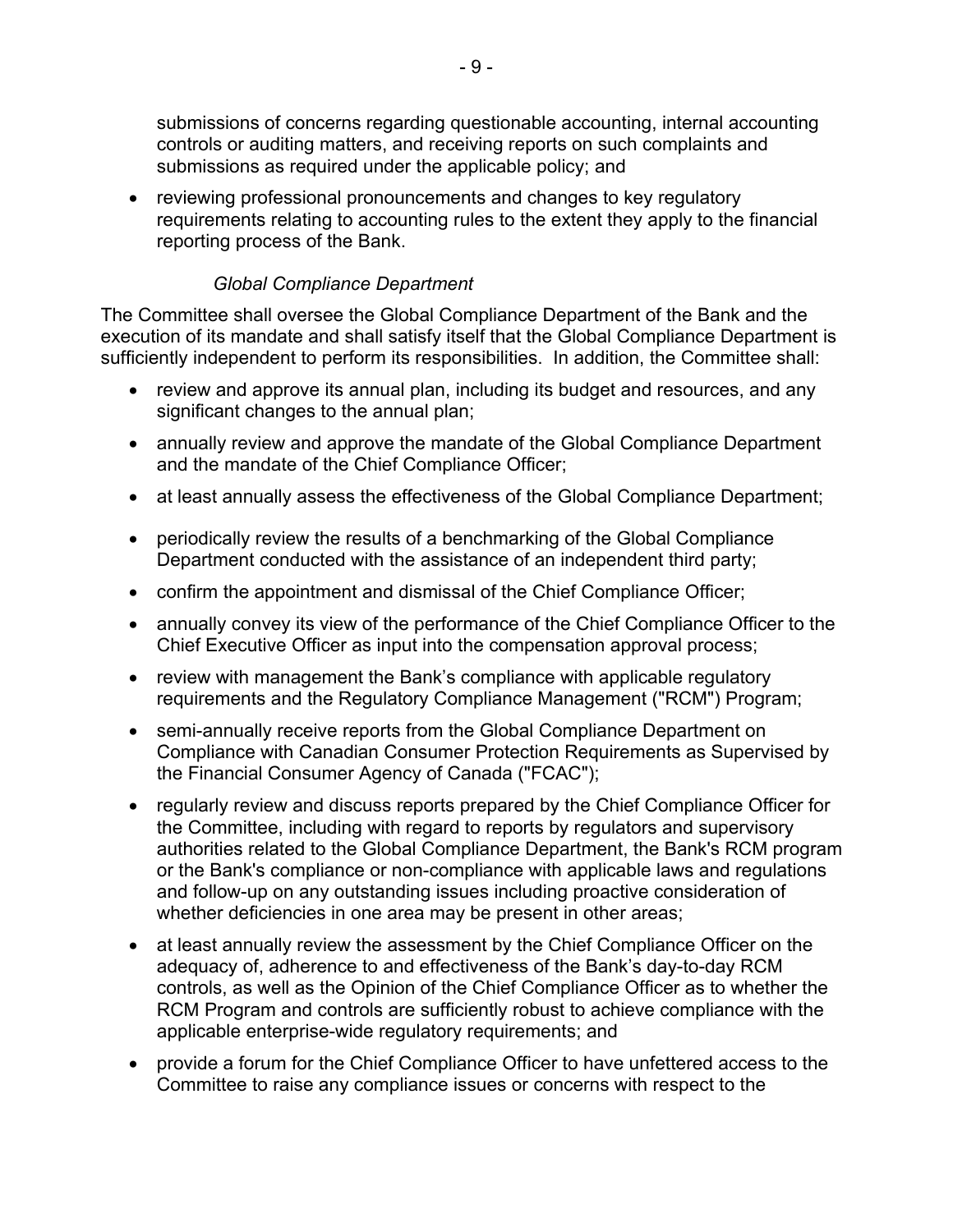submissions of concerns regarding questionable accounting, internal accounting controls or auditing matters, and receiving reports on such complaints and submissions as required under the applicable policy; and

- reviewing professional pronouncements and changes to key regulatory requirements relating to accounting rules to the extent they apply to the financial reporting process of the Bank.

*Global Compliance Department*

The Committee shall oversee the Global Compliance Department of the Bank and the execution of its mandate and shall satisfy itself that the Global Compliance Department is sufficiently independent to perform its responsibilities. In addition, the Committee shall:

- review and approve its annual plan, including its budget and resources, and any significant changes to the annual plan;
- annually review and approve the mandate of the Global Compliance Department and the mandate of the Chief Compliance Officer;
- at least annually assess the effectiveness of the Global Compliance Department;
- periodically review the results of a benchmarking of the Global Compliance Department conducted with the assistance of an independent third party;
- confirm the appointment and dismissal of the Chief Compliance Officer;
- annually convey its view of the performance of the Chief Compliance Officer to the Chief Executive Officer as input into the compensation approval process;
- review with management the Bank's compliance with applicable regulatory requirements and the Regulatory Compliance Management ("RCM") Program;
- semi-annually receive reports from the Global Compliance Department on Compliance with Canadian Consumer Protection Requirements as Supervised by the Financial Consumer Agency of Canada ("FCAC");
- regularly review and discuss reports prepared by the Chief Compliance Officer for the Committee, including with regard to reports by regulators and supervisory authorities related to the Global Compliance Department, the Bank's RCM program or the Bank's compliance or non-compliance with applicable laws and regulations and follow-up on any outstanding issues including proactive consideration of whether deficiencies in one area may be present in other areas;
- at least annually review the assessment by the Chief Compliance Officer on the adequacy of, adherence to and effectiveness of the Bank's day-to-day RCM controls, as well as the Opinion of the Chief Compliance Officer as to whether the RCM Program and controls are sufficiently robust to achieve compliance with the applicable enterprise-wide regulatory requirements; and
- provide a forum for the Chief Compliance Officer to have unfettered access to the Committee to raise any compliance issues or concerns with respect to the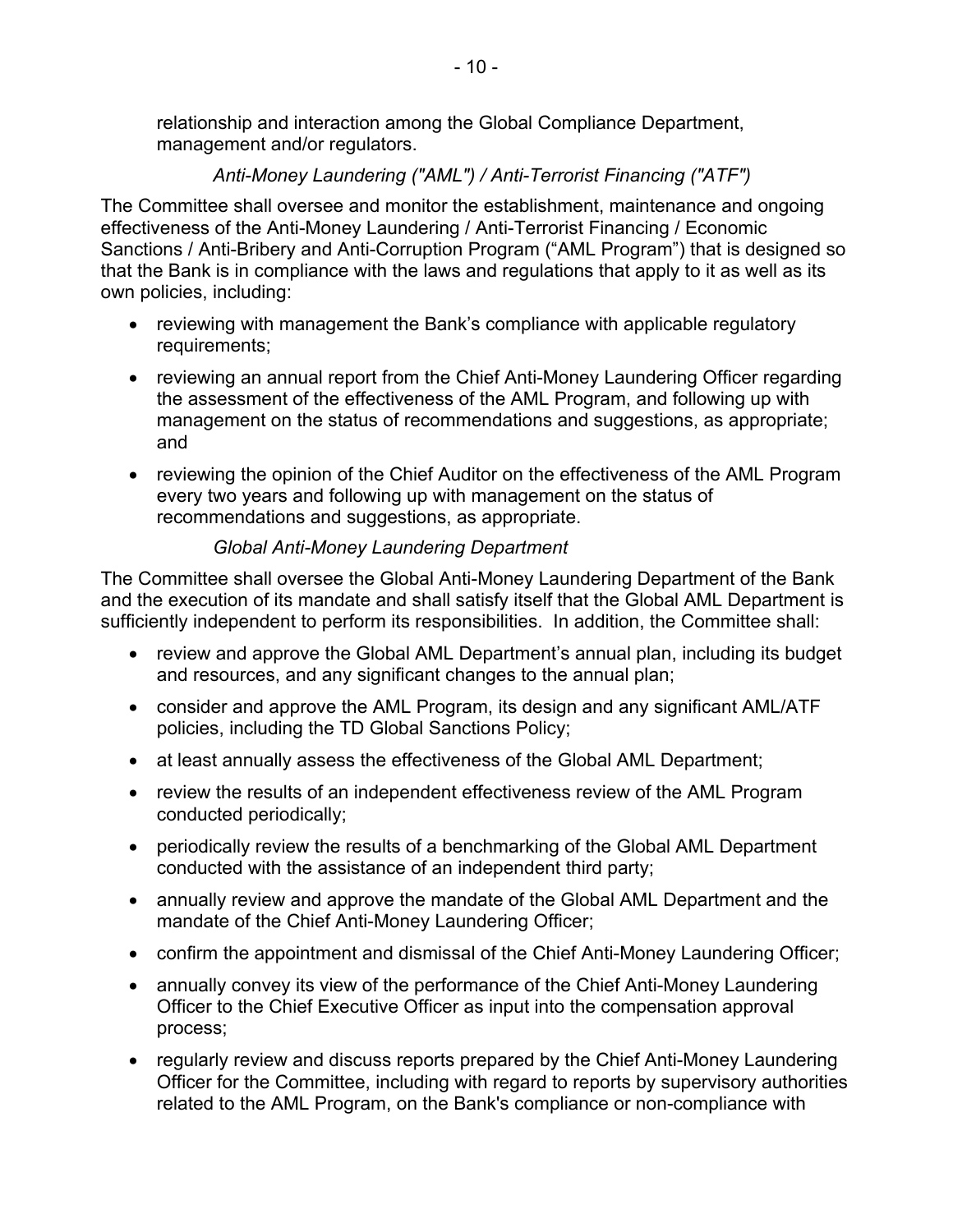relationship and interaction among the Global Compliance Department, management and/or regulators.

*Anti-Money Laundering ("AML") / Anti-Terrorist Financing ("ATF")*

The Committee shall oversee and monitor the establishment, maintenance and ongoing effectiveness of the Anti-Money Laundering / Anti-Terrorist Financing / Economic Sanctions / Anti-Bribery and Anti-Corruption Program ("AML Program") that is designed so that the Bank is in compliance with the laws and regulations that apply to it as well as its own policies, including:

- reviewing with management the Bank's compliance with applicable regulatory requirements;
- reviewing an annual report from the Chief Anti-Money Laundering Officer regarding the assessment of the effectiveness of the AML Program, and following up with management on the status of recommendations and suggestions, as appropriate; and
- reviewing the opinion of the Chief Auditor on the effectiveness of the AML Program every two years and following up with management on the status of recommendations and suggestions, as appropriate.

*Global Anti-Money Laundering Department*

The Committee shall oversee the Global Anti-Money Laundering Department of the Bank and the execution of its mandate and shall satisfy itself that the Global AML Department is sufficiently independent to perform its responsibilities. In addition, the Committee shall:

- review and approve the Global AML Department's annual plan, including its budget and resources, and any significant changes to the annual plan;
- consider and approve the AML Program, its design and any significant AML/ATF policies, including the TD Global Sanctions Policy;
- at least annually assess the effectiveness of the Global AML Department;
- review the results of an independent effectiveness review of the AML Program conducted periodically;
- periodically review the results of a benchmarking of the Global AML Department conducted with the assistance of an independent third party;
- annually review and approve the mandate of the Global AML Department and the mandate of the Chief Anti-Money Laundering Officer;
- confirm the appointment and dismissal of the Chief Anti-Money Laundering Officer;
- annually convey its view of the performance of the Chief Anti-Money Laundering Officer to the Chief Executive Officer as input into the compensation approval process;
- regularly review and discuss reports prepared by the Chief Anti-Money Laundering Officer for the Committee, including with regard to reports by supervisory authorities related to the AML Program, on the Bank's compliance or non-compliance with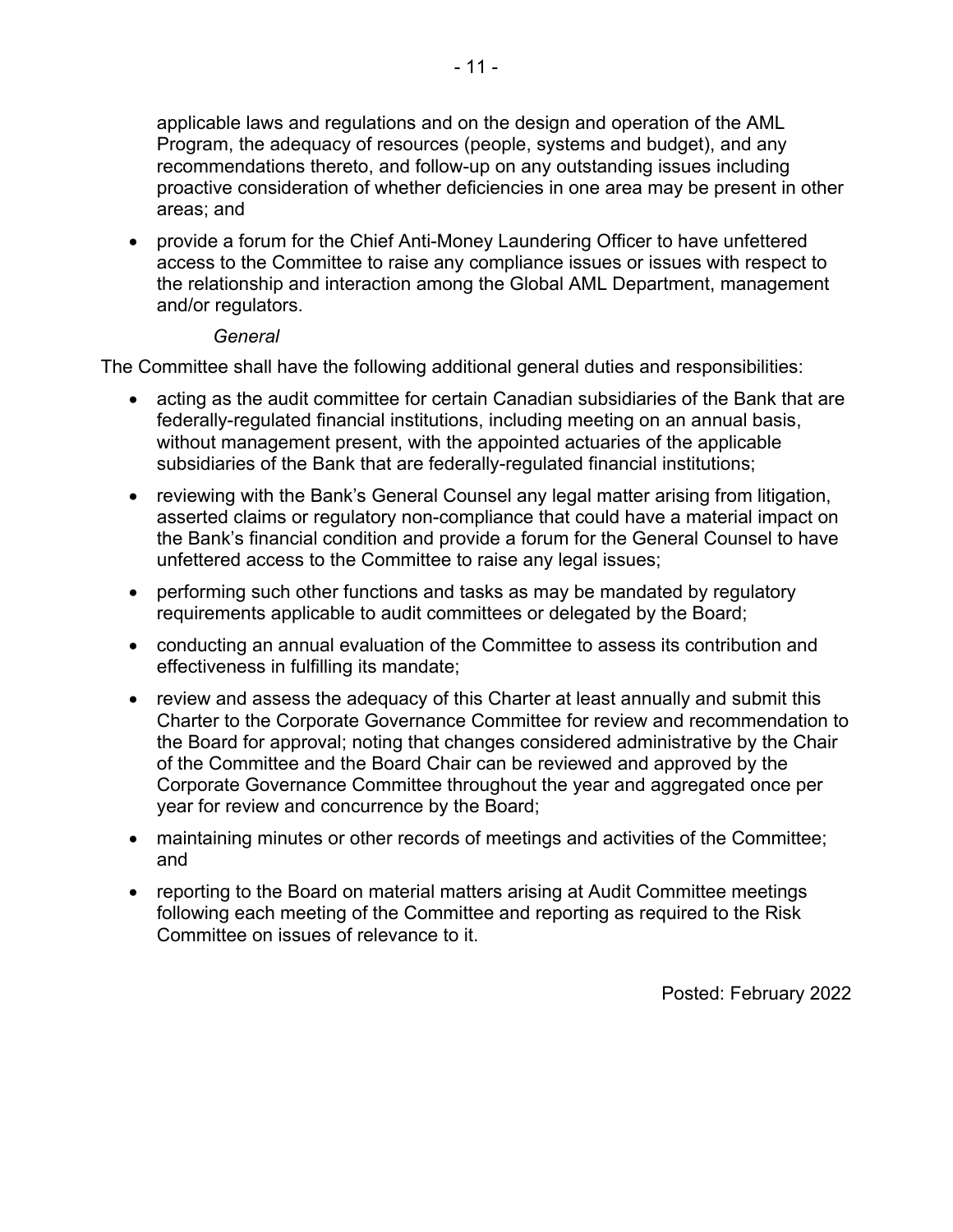applicable laws and regulations and on the design and operation of the AML Program, the adequacy of resources (people, systems and budget), and any recommendations thereto, and follow-up on any outstanding issues including proactive consideration of whether deficiencies in one area may be present in other areas; and

- provide a forum for the Chief Anti-Money Laundering Officer to have unfettered access to the Committee to raise any compliance issues or issues with respect to the relationship and interaction among the Global AML Department, management and/or regulators.

*General*

The Committee shall have the following additional general duties and responsibilities:

- acting as the audit committee for certain Canadian subsidiaries of the Bank that are federally-regulated financial institutions, including meeting on an annual basis, without management present, with the appointed actuaries of the applicable subsidiaries of the Bank that are federally-regulated financial institutions;
- reviewing with the Bank's General Counsel any legal matter arising from litigation, asserted claims or regulatory non-compliance that could have a material impact on the Bank's financial condition and provide a forum for the General Counsel to have unfettered access to the Committee to raise any legal issues;
- performing such other functions and tasks as may be mandated by regulatory requirements applicable to audit committees or delegated by the Board;
- conducting an annual evaluation of the Committee to assess its contribution and effectiveness in fulfilling its mandate;
- review and assess the adequacy of this Charter at least annually and submit this Charter to the Corporate Governance Committee for review and recommendation to the Board for approval; noting that changes considered administrative by the Chair of the Committee and the Board Chair can be reviewed and approved by the Corporate Governance Committee throughout the year and aggregated once per year for review and concurrence by the Board;
- maintaining minutes or other records of meetings and activities of the Committee; and
- reporting to the Board on material matters arising at Audit Committee meetings following each meeting of the Committee and reporting as required to the Risk Committee on issues of relevance to it.

Posted: February 2022